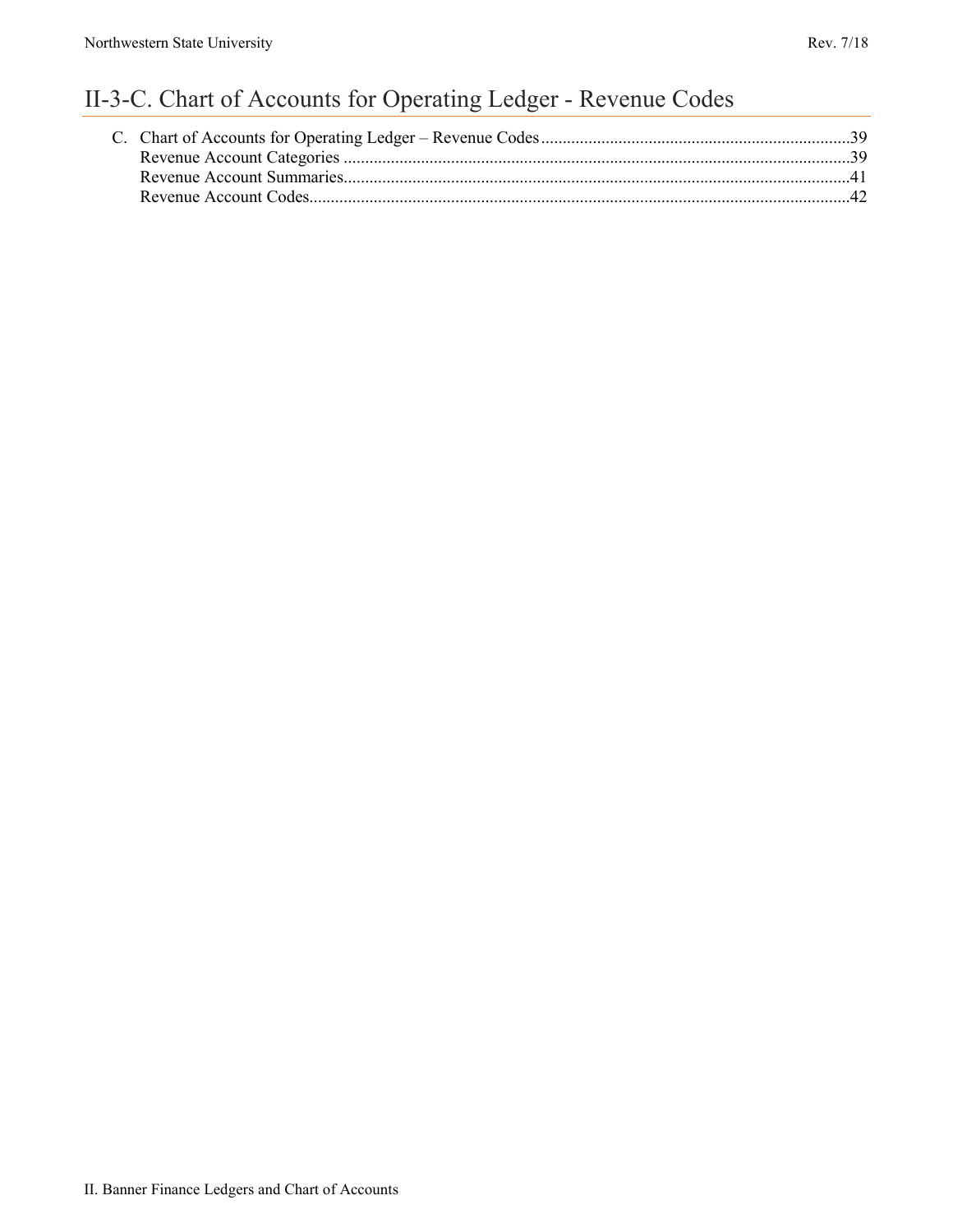# II-3-C. Chart of Accounts for Operating Ledger - Revenue Codes

C. Chart of Accounts for Operating Ledger – Revenue Codes ........................................................................39
   Revenue Account Categories ......................................................................................................................39
   Revenue Account Summaries......................................................................................................................41
   Revenue Account Codes..............................................................................................................................42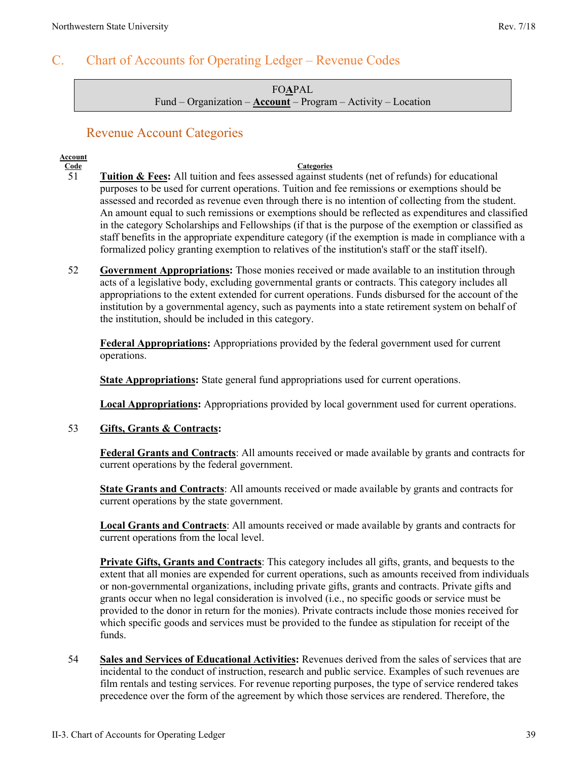## C. Chart of Accounts for Operating Ledger – Revenue Codes

FO**A**PAL
Fund – Organization – **Account** – Program – Activity – Location

### Revenue Account Categories

| Account Code | Categories |
|---|---|
| 51 | **Tuition & Fees:** All tuition and fees assessed against students (net of refunds) for educational purposes to be used for current operations. Tuition and fee remissions or exemptions should be assessed and recorded as revenue even through there is no intention of collecting from the student. An amount equal to such remissions or exemptions should be reflected as expenditures and classified in the category Scholarships and Fellowships (if that is the purpose of the exemption or classified as staff benefits in the appropriate expenditure category (if the exemption is made in compliance with a formalized policy granting exemption to relatives of the institution's staff or the staff itself). |
| 52 | **Government Appropriations:** Those monies received or made available to an institution through acts of a legislative body, excluding governmental grants or contracts. This category includes all appropriations to the extent extended for current operations. Funds disbursed for the account of the institution by a governmental agency, such as payments into a state retirement system on behalf of the institution, should be included in this category.<br><br>**Federal Appropriations:** Appropriations provided by the federal government used for current operations.<br><br>**State Appropriations:** State general fund appropriations used for current operations.<br><br>**Local Appropriations:** Appropriations provided by local government used for current operations. |
| 53 | **Gifts, Grants & Contracts:**<br><br>**Federal Grants and Contracts**: All amounts received or made available by grants and contracts for current operations by the federal government.<br><br>**State Grants and Contracts**: All amounts received or made available by grants and contracts for current operations by the state government.<br><br>**Local Grants and Contracts**: All amounts received or made available by grants and contracts for current operations from the local level.<br><br>**Private Gifts, Grants and Contracts**: This category includes all gifts, grants, and bequests to the extent that all monies are expended for current operations, such as amounts received from individuals or non-governmental organizations, including private gifts, grants and contracts. Private gifts and grants occur when no legal consideration is involved (i.e., no specific goods or service must be provided to the donor in return for the monies). Private contracts include those monies received for which specific goods and services must be provided to the fundee as stipulation for receipt of the funds. |
| 54 | **Sales and Services of Educational Activities:** Revenues derived from the sales of services that are incidental to the conduct of instruction, research and public service. Examples of such revenues are film rentals and testing services. For revenue reporting purposes, the type of service rendered takes precedence over the form of the agreement by which those services are rendered. Therefore, the |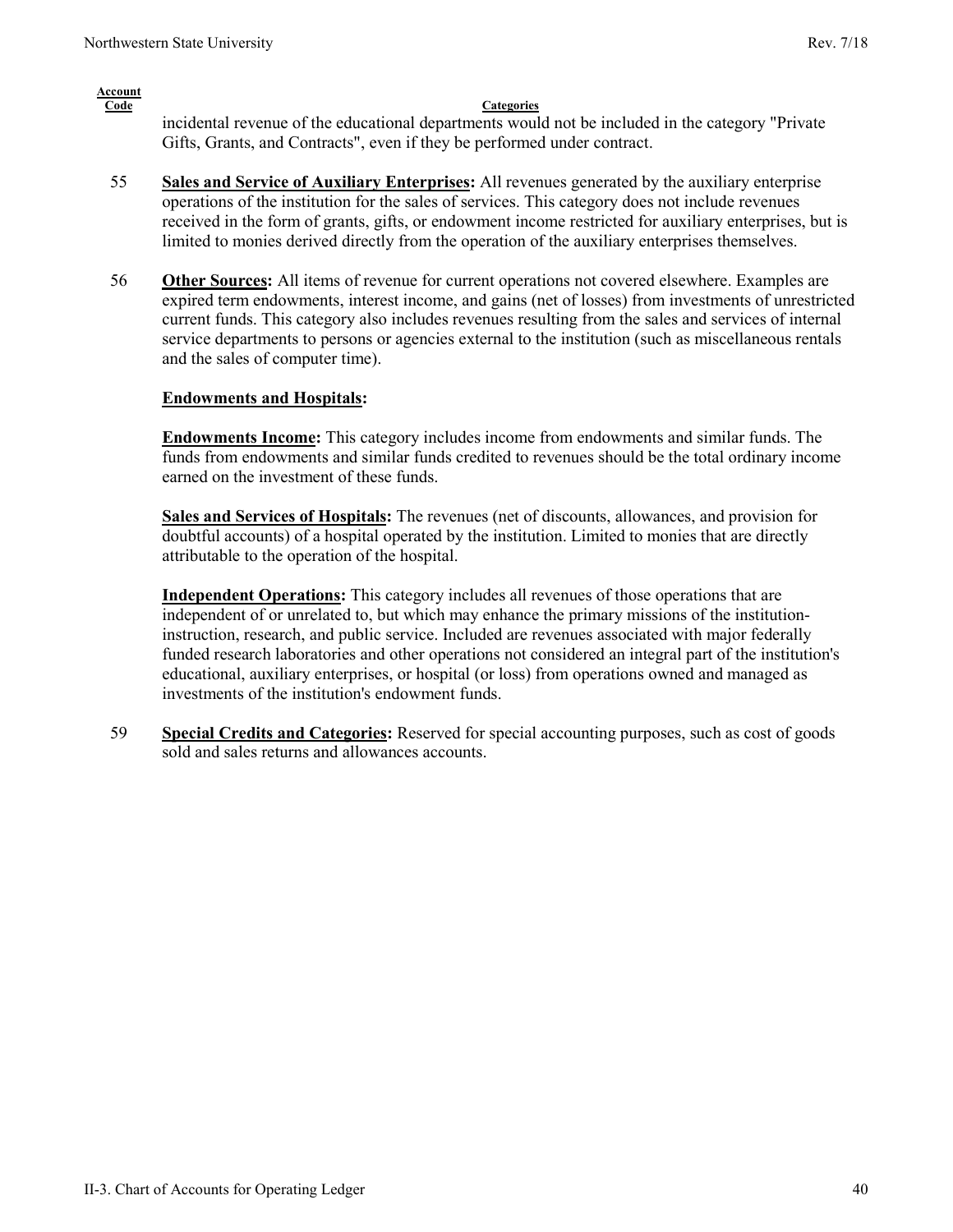| Account Code | Categories |
|---|---|
| | incidental revenue of the educational departments would not be included in the category "Private Gifts, Grants, and Contracts", even if they be performed under contract. |
| 55 | **Sales and Service of Auxiliary Enterprises:** All revenues generated by the auxiliary enterprise operations of the institution for the sales of services. This category does not include revenues received in the form of grants, gifts, or endowment income restricted for auxiliary enterprises, but is limited to monies derived directly from the operation of the auxiliary enterprises themselves. |
| 56 | **Other Sources:** All items of revenue for current operations not covered elsewhere. Examples are expired term endowments, interest income, and gains (net of losses) from investments of unrestricted current funds. This category also includes revenues resulting from the sales and services of internal service departments to persons or agencies external to the institution (such as miscellaneous rentals and the sales of computer time). |
| | **Endowments and Hospitals:** |
| | **Endowments Income:** This category includes income from endowments and similar funds. The funds from endowments and similar funds credited to revenues should be the total ordinary income earned on the investment of these funds. |
| | **Sales and Services of Hospitals:** The revenues (net of discounts, allowances, and provision for doubtful accounts) of a hospital operated by the institution. Limited to monies that are directly attributable to the operation of the hospital. |
| | **Independent Operations:** This category includes all revenues of those operations that are independent of or unrelated to, but which may enhance the primary missions of the institution-instruction, research, and public service. Included are revenues associated with major federally funded research laboratories and other operations not considered an integral part of the institution's educational, auxiliary enterprises, or hospital (or loss) from operations owned and managed as investments of the institution's endowment funds. |
| 59 | **Special Credits and Categories:** Reserved for special accounting purposes, such as cost of goods sold and sales returns and allowances accounts. |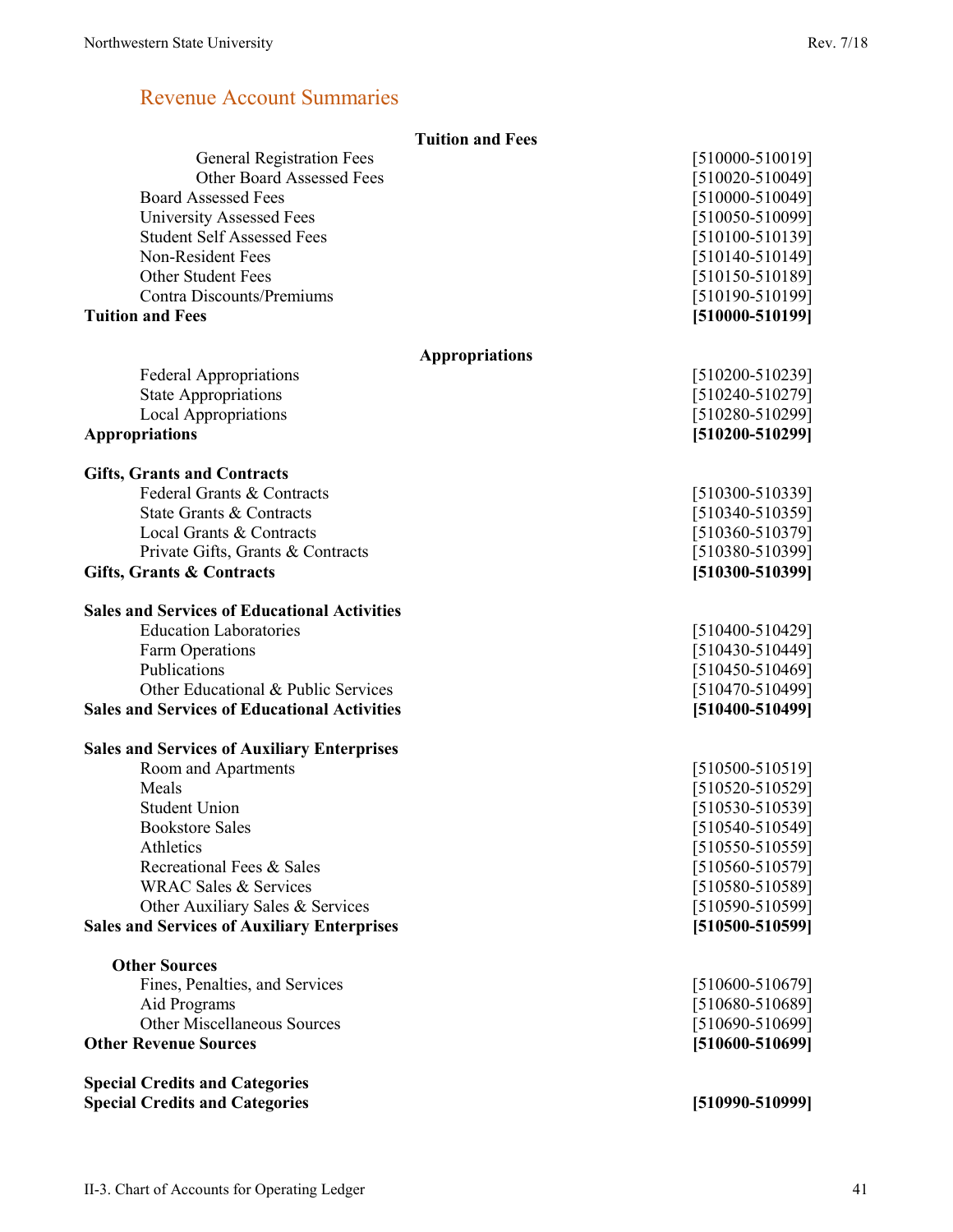## Revenue Account Summaries

| Tuition and Fees | |
|---|---|
| General Registration Fees | [510000-510019] |
| Other Board Assessed Fees | [510020-510049] |
| Board Assessed Fees | [510000-510049] |
| University Assessed Fees | [510050-510099] |
| Student Self Assessed Fees | [510100-510139] |
| Non-Resident Fees | [510140-510149] |
| Other Student Fees | [510150-510189] |
| Contra Discounts/Premiums | [510190-510199] |
| **Tuition and Fees** | **[510000-510199]** |

| Appropriations | |
|---|---|
| Federal Appropriations | [510200-510239] |
| State Appropriations | [510240-510279] |
| Local Appropriations | [510280-510299] |
| **Appropriations** | **[510200-510299]** |

| Gifts, Grants and Contracts | |
|---|---|
| Federal Grants & Contracts | [510300-510339] |
| State Grants & Contracts | [510340-510359] |
| Local Grants & Contracts | [510360-510379] |
| Private Gifts, Grants & Contracts | [510380-510399] |
| **Gifts, Grants & Contracts** | **[510300-510399]** |

| Sales and Services of Educational Activities | |
|---|---|
| Education Laboratories | [510400-510429] |
| Farm Operations | [510430-510449] |
| Publications | [510450-510469] |
| Other Educational & Public Services | [510470-510499] |
| **Sales and Services of Educational Activities** | **[510400-510499]** |

| Sales and Services of Auxiliary Enterprises | |
|---|---|
| Room and Apartments | [510500-510519] |
| Meals | [510520-510529] |
| Student Union | [510530-510539] |
| Bookstore Sales | [510540-510549] |
| Athletics | [510550-510559] |
| Recreational Fees & Sales | [510560-510579] |
| WRAC Sales & Services | [510580-510589] |
| Other Auxiliary Sales & Services | [510590-510599] |
| **Sales and Services of Auxiliary Enterprises** | **[510500-510599]** |

| Other Sources | |
|---|---|
| Fines, Penalties, and Services | [510600-510679] |
| Aid Programs | [510680-510689] |
| Other Miscellaneous Sources | [510690-510699] |
| **Other Revenue Sources** | **[510600-510699]** |

| Special Credits and Categories | |
|---|---|
| **Special Credits and Categories** | **[510990-510999]** |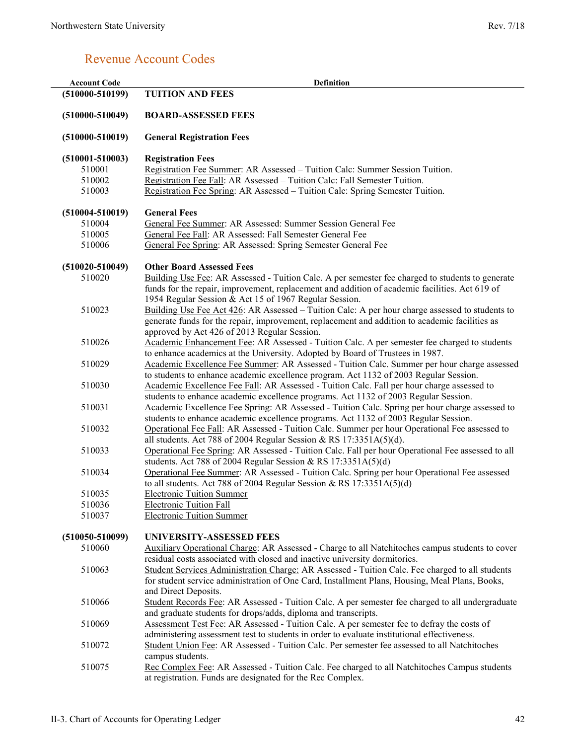## Revenue Account Codes

| Account Code | Definition |
|---|---|
| **(510000-510199)** | **TUITION AND FEES** |
| **(510000-510049)** | **BOARD-ASSESSED FEES** |
| **(510000-510019)** | **General Registration Fees** |
| **(510001-510003)** | **Registration Fees** |
| 510001 | Registration Fee Summer: AR Assessed – Tuition Calc: Summer Session Tuition. |
| 510002 | Registration Fee Fall: AR Assessed – Tuition Calc: Fall Semester Tuition. |
| 510003 | Registration Fee Spring: AR Assessed – Tuition Calc: Spring Semester Tuition. |
| **(510004-510019)** | **General Fees** |
| 510004 | General Fee Summer: AR Assessed: Summer Session General Fee |
| 510005 | General Fee Fall: AR Assessed: Fall Semester General Fee |
| 510006 | General Fee Spring: AR Assessed: Spring Semester General Fee |
| **(510020-510049)** | **Other Board Assessed Fees** |
| 510020 | Building Use Fee: AR Assessed - Tuition Calc. A per semester fee charged to students to generate funds for the repair, improvement, replacement and addition of academic facilities. Act 619 of 1954 Regular Session & Act 15 of 1967 Regular Session. |
| 510023 | Building Use Fee Act 426: AR Assessed – Tuition Calc: A per hour charge assessed to students to generate funds for the repair, improvement, replacement and addition to academic facilities as approved by Act 426 of 2013 Regular Session. |
| 510026 | Academic Enhancement Fee: AR Assessed - Tuition Calc. A per semester fee charged to students to enhance academics at the University. Adopted by Board of Trustees in 1987. |
| 510029 | Academic Excellence Fee Summer: AR Assessed - Tuition Calc. Summer per hour charge assessed to students to enhance academic excellence program. Act 1132 of 2003 Regular Session. |
| 510030 | Academic Excellence Fee Fall: AR Assessed - Tuition Calc. Fall per hour charge assessed to students to enhance academic excellence programs. Act 1132 of 2003 Regular Session. |
| 510031 | Academic Excellence Fee Spring: AR Assessed - Tuition Calc. Spring per hour charge assessed to students to enhance academic excellence programs. Act 1132 of 2003 Regular Session. |
| 510032 | Operational Fee Fall: AR Assessed - Tuition Calc. Summer per hour Operational Fee assessed to all students. Act 788 of 2004 Regular Session & RS 17:3351A(5)(d). |
| 510033 | Operational Fee Spring: AR Assessed - Tuition Calc. Fall per hour Operational Fee assessed to all students. Act 788 of 2004 Regular Session & RS 17:3351A(5)(d) |
| 510034 | Operational Fee Summer: AR Assessed - Tuition Calc. Spring per hour Operational Fee assessed to all students. Act 788 of 2004 Regular Session & RS 17:3351A(5)(d) |
| 510035 | Electronic Tuition Summer |
| 510036 | Electronic Tuition Fall |
| 510037 | Electronic Tuition Summer |
| **(510050-510099)** | **UNIVERSITY-ASSESSED FEES** |
| 510060 | Auxiliary Operational Charge: AR Assessed - Charge to all Natchitoches campus students to cover residual costs associated with closed and inactive university dormitories. |
| 510063 | Student Services Administration Charge: AR Assessed - Tuition Calc. Fee charged to all students for student service administration of One Card, Installment Plans, Housing, Meal Plans, Books, and Direct Deposits. |
| 510066 | Student Records Fee: AR Assessed - Tuition Calc. A per semester fee charged to all undergraduate and graduate students for drops/adds, diploma and transcripts. |
| 510069 | Assessment Test Fee: AR Assessed - Tuition Calc. A per semester fee to defray the costs of administering assessment test to students in order to evaluate institutional effectiveness. |
| 510072 | Student Union Fee: AR Assessed - Tuition Calc. Per semester fee assessed to all Natchitoches campus students. |
| 510075 | Rec Complex Fee: AR Assessed - Tuition Calc. Fee charged to all Natchitoches Campus students at registration. Funds are designated for the Rec Complex. |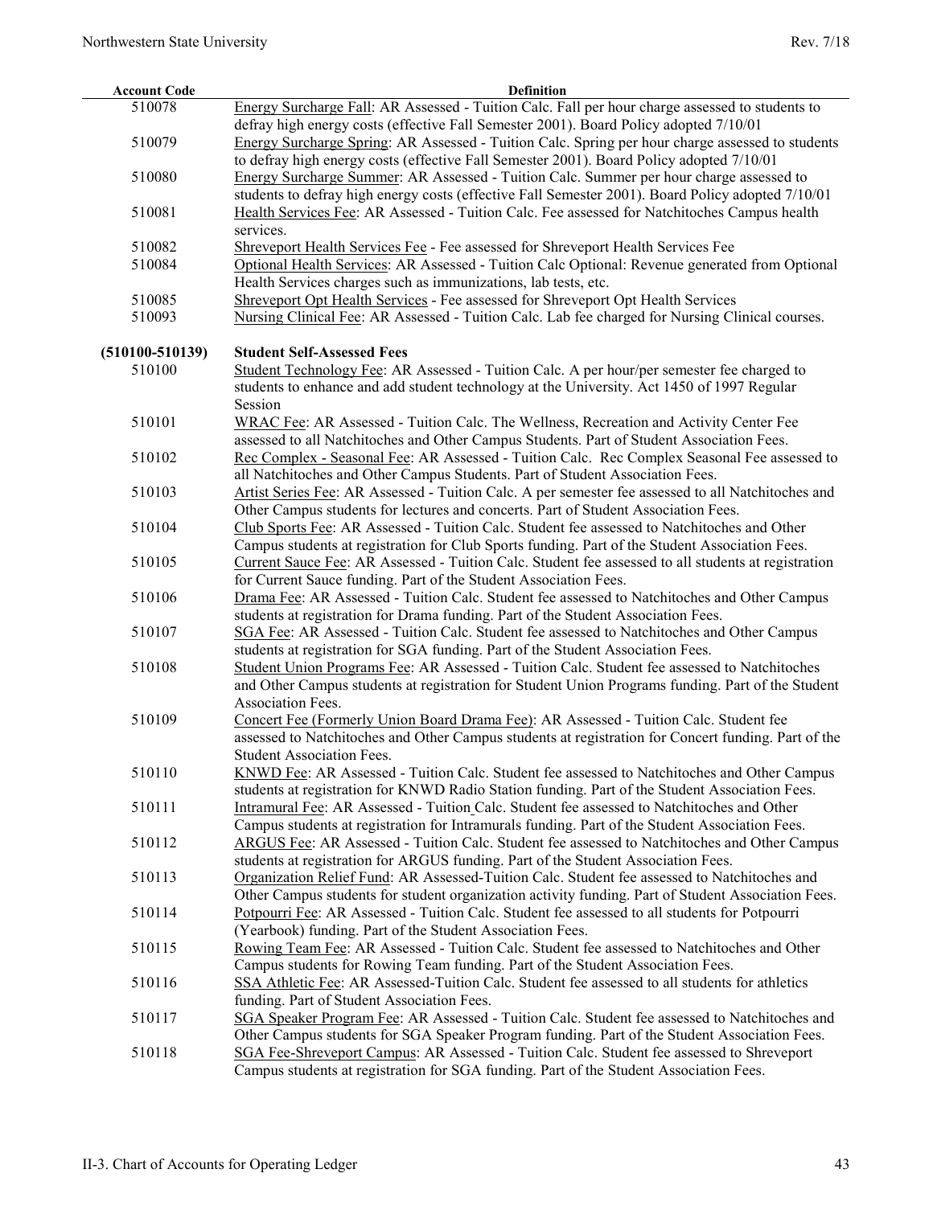| Account Code | Definition |
|---|---|
| 510078 | Energy Surcharge Fall: AR Assessed - Tuition Calc. Fall per hour charge assessed to students to defray high energy costs (effective Fall Semester 2001). Board Policy adopted 7/10/01 |
| 510079 | Energy Surcharge Spring: AR Assessed - Tuition Calc. Spring per hour charge assessed to students to defray high energy costs (effective Fall Semester 2001). Board Policy adopted 7/10/01 |
| 510080 | Energy Surcharge Summer: AR Assessed - Tuition Calc. Summer per hour charge assessed to students to defray high energy costs (effective Fall Semester 2001). Board Policy adopted 7/10/01 |
| 510081 | Health Services Fee: AR Assessed - Tuition Calc. Fee assessed for Natchitoches Campus health services. |
| 510082 | Shreveport Health Services Fee - Fee assessed for Shreveport Health Services Fee |
| 510084 | Optional Health Services: AR Assessed - Tuition Calc Optional: Revenue generated from Optional Health Services charges such as immunizations, lab tests, etc. |
| 510085 | Shreveport Opt Health Services - Fee assessed for Shreveport Opt Health Services |
| 510093 | Nursing Clinical Fee: AR Assessed - Tuition Calc. Lab fee charged for Nursing Clinical courses. |
| **(510100-510139)** | **Student Self-Assessed Fees** |
| 510100 | Student Technology Fee: AR Assessed - Tuition Calc. A per hour/per semester fee charged to students to enhance and add student technology at the University. Act 1450 of 1997 Regular Session |
| 510101 | WRAC Fee: AR Assessed - Tuition Calc. The Wellness, Recreation and Activity Center Fee assessed to all Natchitoches and Other Campus Students. Part of Student Association Fees. |
| 510102 | Rec Complex - Seasonal Fee: AR Assessed - Tuition Calc. Rec Complex Seasonal Fee assessed to all Natchitoches and Other Campus Students. Part of Student Association Fees. |
| 510103 | Artist Series Fee: AR Assessed - Tuition Calc. A per semester fee assessed to all Natchitoches and Other Campus students for lectures and concerts. Part of Student Association Fees. |
| 510104 | Club Sports Fee: AR Assessed - Tuition Calc. Student fee assessed to Natchitoches and Other Campus students at registration for Club Sports funding. Part of the Student Association Fees. |
| 510105 | Current Sauce Fee: AR Assessed - Tuition Calc. Student fee assessed to all students at registration for Current Sauce funding. Part of the Student Association Fees. |
| 510106 | Drama Fee: AR Assessed - Tuition Calc. Student fee assessed to Natchitoches and Other Campus students at registration for Drama funding. Part of the Student Association Fees. |
| 510107 | SGA Fee: AR Assessed - Tuition Calc. Student fee assessed to Natchitoches and Other Campus students at registration for SGA funding. Part of the Student Association Fees. |
| 510108 | Student Union Programs Fee: AR Assessed - Tuition Calc. Student fee assessed to Natchitoches and Other Campus students at registration for Student Union Programs funding. Part of the Student Association Fees. |
| 510109 | Concert Fee (Formerly Union Board Drama Fee): AR Assessed - Tuition Calc. Student fee assessed to Natchitoches and Other Campus students at registration for Concert funding. Part of the Student Association Fees. |
| 510110 | KNWD Fee: AR Assessed - Tuition Calc. Student fee assessed to Natchitoches and Other Campus students at registration for KNWD Radio Station funding. Part of the Student Association Fees. |
| 510111 | Intramural Fee: AR Assessed - Tuition Calc. Student fee assessed to Natchitoches and Other Campus students at registration for Intramurals funding. Part of the Student Association Fees. |
| 510112 | ARGUS Fee: AR Assessed - Tuition Calc. Student fee assessed to Natchitoches and Other Campus students at registration for ARGUS funding. Part of the Student Association Fees. |
| 510113 | Organization Relief Fund: AR Assessed-Tuition Calc. Student fee assessed to Natchitoches and Other Campus students for student organization activity funding. Part of Student Association Fees. |
| 510114 | Potpourri Fee: AR Assessed - Tuition Calc. Student fee assessed to all students for Potpourri (Yearbook) funding. Part of the Student Association Fees. |
| 510115 | Rowing Team Fee: AR Assessed - Tuition Calc. Student fee assessed to Natchitoches and Other Campus students for Rowing Team funding. Part of the Student Association Fees. |
| 510116 | SSA Athletic Fee: AR Assessed-Tuition Calc. Student fee assessed to all students for athletics funding. Part of Student Association Fees. |
| 510117 | SGA Speaker Program Fee: AR Assessed - Tuition Calc. Student fee assessed to Natchitoches and Other Campus students for SGA Speaker Program funding. Part of the Student Association Fees. |
| 510118 | SGA Fee-Shreveport Campus: AR Assessed - Tuition Calc. Student fee assessed to Shreveport Campus students at registration for SGA funding. Part of the Student Association Fees. |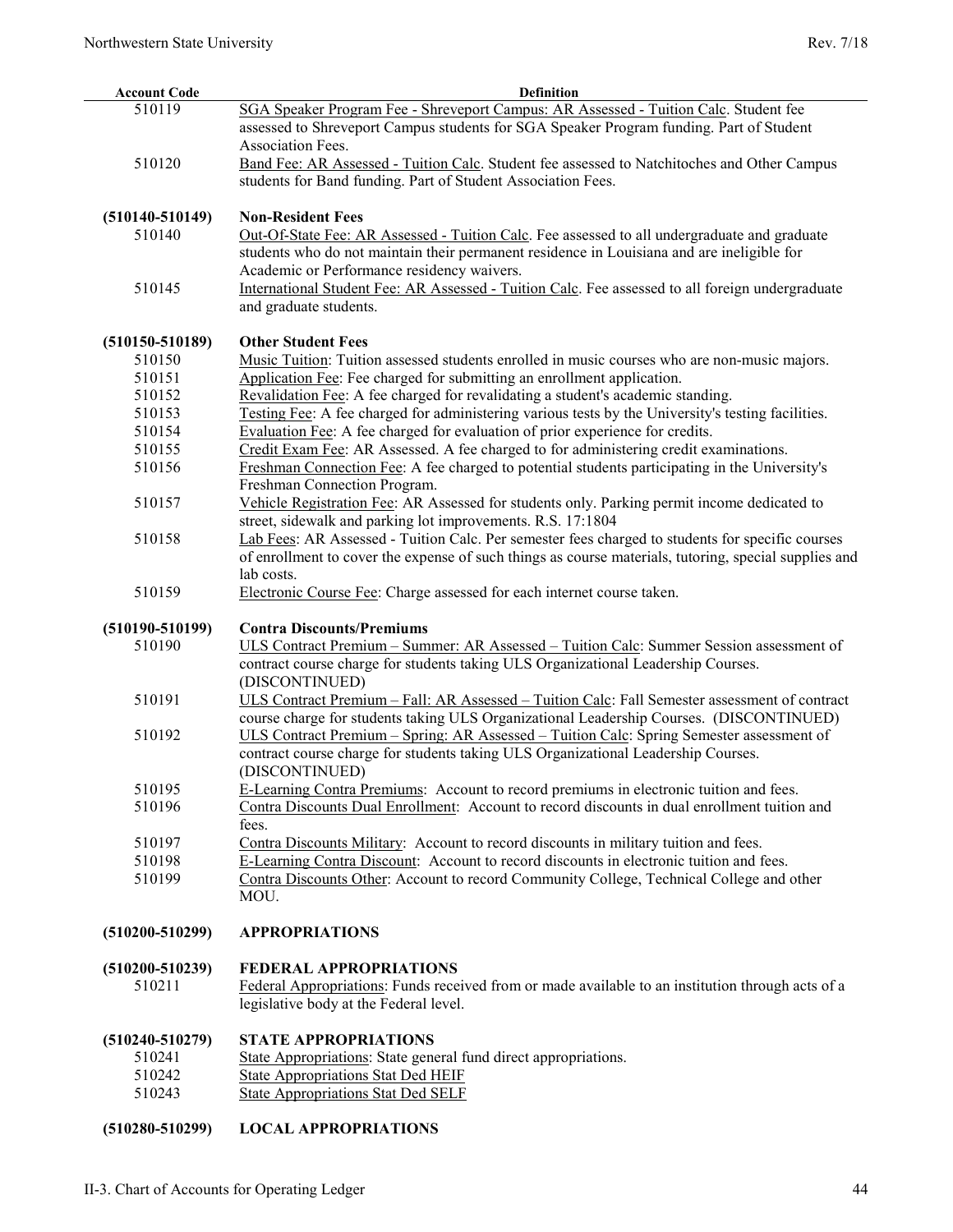| Account Code | Definition |
|---|---|
| 510119 | SGA Speaker Program Fee - Shreveport Campus: AR Assessed - Tuition Calc. Student fee assessed to Shreveport Campus students for SGA Speaker Program funding. Part of Student Association Fees. |
| 510120 | Band Fee: AR Assessed - Tuition Calc. Student fee assessed to Natchitoches and Other Campus students for Band funding. Part of Student Association Fees. |
| **(510140-510149)** | **Non-Resident Fees** |
| 510140 | Out-Of-State Fee: AR Assessed - Tuition Calc. Fee assessed to all undergraduate and graduate students who do not maintain their permanent residence in Louisiana and are ineligible for Academic or Performance residency waivers. |
| 510145 | International Student Fee: AR Assessed - Tuition Calc. Fee assessed to all foreign undergraduate and graduate students. |
| **(510150-510189)** | **Other Student Fees** |
| 510150 | Music Tuition: Tuition assessed students enrolled in music courses who are non-music majors. |
| 510151 | Application Fee: Fee charged for submitting an enrollment application. |
| 510152 | Revalidation Fee: A fee charged for revalidating a student's academic standing. |
| 510153 | Testing Fee: A fee charged for administering various tests by the University's testing facilities. |
| 510154 | Evaluation Fee: A fee charged for evaluation of prior experience for credits. |
| 510155 | Credit Exam Fee: AR Assessed. A fee charged to for administering credit examinations. |
| 510156 | Freshman Connection Fee: A fee charged to potential students participating in the University's Freshman Connection Program. |
| 510157 | Vehicle Registration Fee: AR Assessed for students only. Parking permit income dedicated to street, sidewalk and parking lot improvements. R.S. 17:1804 |
| 510158 | Lab Fees: AR Assessed - Tuition Calc. Per semester fees charged to students for specific courses of enrollment to cover the expense of such things as course materials, tutoring, special supplies and lab costs. |
| 510159 | Electronic Course Fee: Charge assessed for each internet course taken. |
| **(510190-510199)** | **Contra Discounts/Premiums** |
| 510190 | ULS Contract Premium – Summer: AR Assessed – Tuition Calc: Summer Session assessment of contract course charge for students taking ULS Organizational Leadership Courses. (DISCONTINUED) |
| 510191 | ULS Contract Premium – Fall: AR Assessed – Tuition Calc: Fall Semester assessment of contract course charge for students taking ULS Organizational Leadership Courses. (DISCONTINUED) |
| 510192 | ULS Contract Premium – Spring: AR Assessed – Tuition Calc: Spring Semester assessment of contract course charge for students taking ULS Organizational Leadership Courses. (DISCONTINUED) |
| 510195 | E-Learning Contra Premiums: Account to record premiums in electronic tuition and fees. |
| 510196 | Contra Discounts Dual Enrollment: Account to record discounts in dual enrollment tuition and fees. |
| 510197 | Contra Discounts Military: Account to record discounts in military tuition and fees. |
| 510198 | E-Learning Contra Discount: Account to record discounts in electronic tuition and fees. |
| 510199 | Contra Discounts Other: Account to record Community College, Technical College and other MOU. |
| **(510200-510299)** | **APPROPRIATIONS** |
| **(510200-510239)** | **FEDERAL APPROPRIATIONS** |
| 510211 | Federal Appropriations: Funds received from or made available to an institution through acts of a legislative body at the Federal level. |
| **(510240-510279)** | **STATE APPROPRIATIONS** |
| 510241 | State Appropriations: State general fund direct appropriations. |
| 510242 | State Appropriations Stat Ded HEIF |
| 510243 | State Appropriations Stat Ded SELF |
| **(510280-510299)** | **LOCAL APPROPRIATIONS** |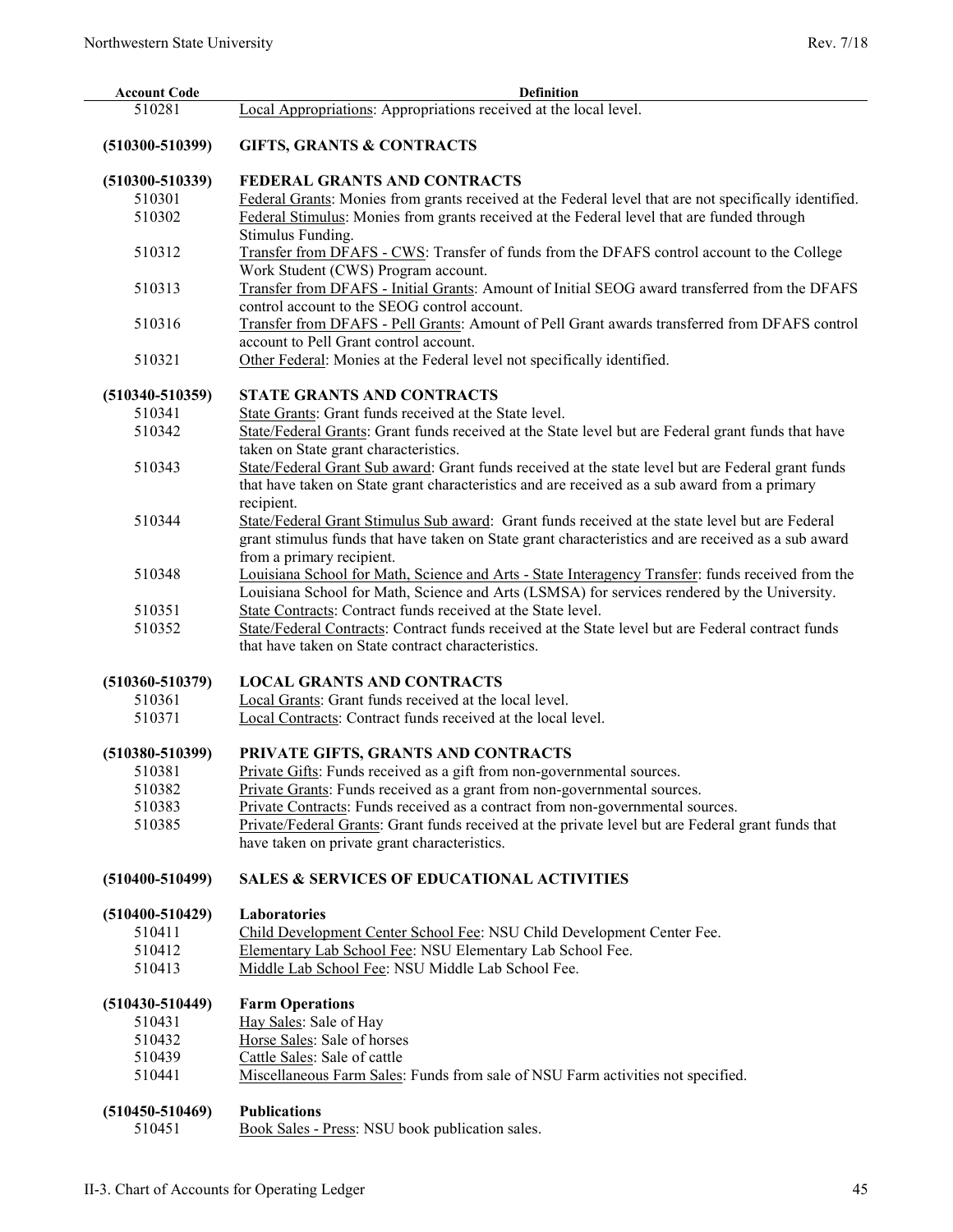| Account Code | Definition |
|---|---|
| 510281 | Local Appropriations: Appropriations received at the local level. |
| **(510300-510399)** | **GIFTS, GRANTS & CONTRACTS** |
| **(510300-510339)** | **FEDERAL GRANTS AND CONTRACTS** |
| 510301 | Federal Grants: Monies from grants received at the Federal level that are not specifically identified. |
| 510302 | Federal Stimulus: Monies from grants received at the Federal level that are funded through Stimulus Funding. |
| 510312 | Transfer from DFAFS - CWS: Transfer of funds from the DFAFS control account to the College Work Student (CWS) Program account. |
| 510313 | Transfer from DFAFS - Initial Grants: Amount of Initial SEOG award transferred from the DFAFS control account to the SEOG control account. |
| 510316 | Transfer from DFAFS - Pell Grants: Amount of Pell Grant awards transferred from DFAFS control account to Pell Grant control account. |
| 510321 | Other Federal: Monies at the Federal level not specifically identified. |
| **(510340-510359)** | **STATE GRANTS AND CONTRACTS** |
| 510341 | State Grants: Grant funds received at the State level. |
| 510342 | State/Federal Grants: Grant funds received at the State level but are Federal grant funds that have taken on State grant characteristics. |
| 510343 | State/Federal Grant Sub award: Grant funds received at the state level but are Federal grant funds that have taken on State grant characteristics and are received as a sub award from a primary recipient. |
| 510344 | State/Federal Grant Stimulus Sub award: Grant funds received at the state level but are Federal grant stimulus funds that have taken on State grant characteristics and are received as a sub award from a primary recipient. |
| 510348 | Louisiana School for Math, Science and Arts - State Interagency Transfer: funds received from the Louisiana School for Math, Science and Arts (LSMSA) for services rendered by the University. |
| 510351 | State Contracts: Contract funds received at the State level. |
| 510352 | State/Federal Contracts: Contract funds received at the State level but are Federal contract funds that have taken on State contract characteristics. |
| **(510360-510379)** | **LOCAL GRANTS AND CONTRACTS** |
| 510361 | Local Grants: Grant funds received at the local level. |
| 510371 | Local Contracts: Contract funds received at the local level. |
| **(510380-510399)** | **PRIVATE GIFTS, GRANTS AND CONTRACTS** |
| 510381 | Private Gifts: Funds received as a gift from non-governmental sources. |
| 510382 | Private Grants: Funds received as a grant from non-governmental sources. |
| 510383 | Private Contracts: Funds received as a contract from non-governmental sources. |
| 510385 | Private/Federal Grants: Grant funds received at the private level but are Federal grant funds that have taken on private grant characteristics. |
| **(510400-510499)** | **SALES & SERVICES OF EDUCATIONAL ACTIVITIES** |
| **(510400-510429)** | **Laboratories** |
| 510411 | Child Development Center School Fee: NSU Child Development Center Fee. |
| 510412 | Elementary Lab School Fee: NSU Elementary Lab School Fee. |
| 510413 | Middle Lab School Fee: NSU Middle Lab School Fee. |
| **(510430-510449)** | **Farm Operations** |
| 510431 | Hay Sales: Sale of Hay |
| 510432 | Horse Sales: Sale of horses |
| 510439 | Cattle Sales: Sale of cattle |
| 510441 | Miscellaneous Farm Sales: Funds from sale of NSU Farm activities not specified. |
| **(510450-510469)** | **Publications** |
| 510451 | Book Sales - Press: NSU book publication sales. |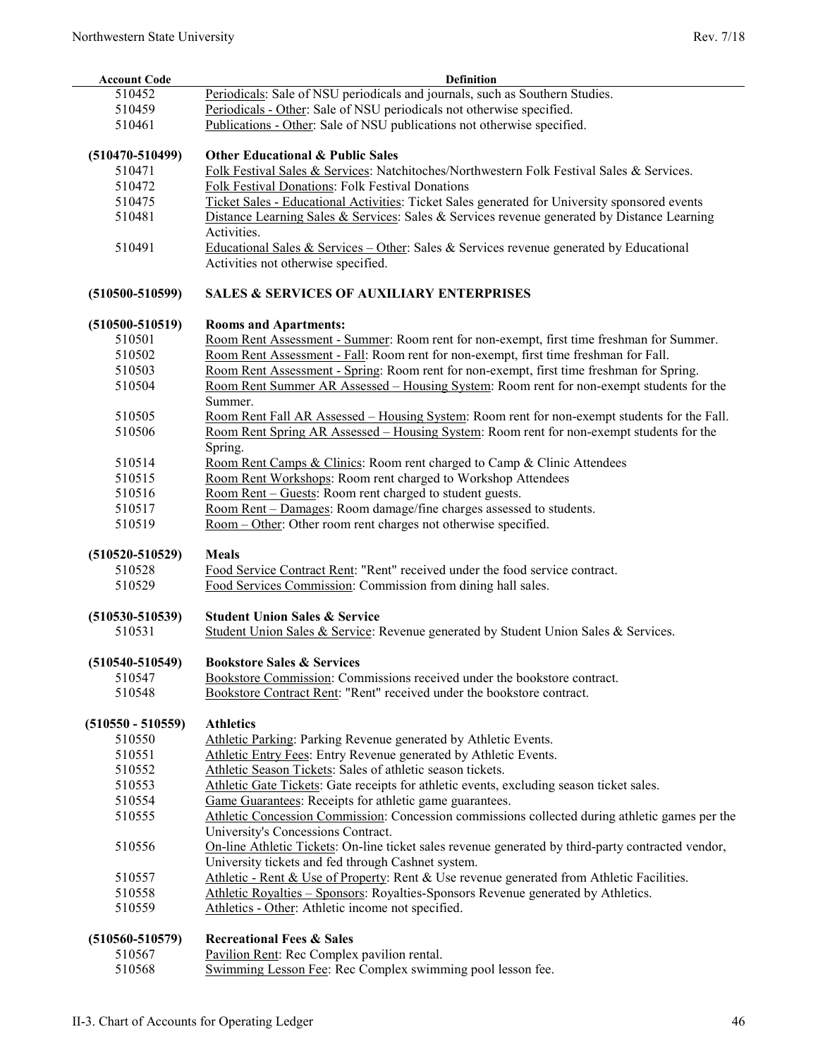| Account Code | Definition |
|---|---|
| 510452 | Periodicals: Sale of NSU periodicals and journals, such as Southern Studies. |
| 510459 | Periodicals - Other: Sale of NSU periodicals not otherwise specified. |
| 510461 | Publications - Other: Sale of NSU publications not otherwise specified. |
| | |
| **(510470-510499)** | **Other Educational & Public Sales** |
| 510471 | Folk Festival Sales & Services: Natchitoches/Northwestern Folk Festival Sales & Services. |
| 510472 | Folk Festival Donations: Folk Festival Donations |
| 510475 | Ticket Sales - Educational Activities: Ticket Sales generated for University sponsored events |
| 510481 | Distance Learning Sales & Services: Sales & Services revenue generated by Distance Learning Activities. |
| 510491 | Educational Sales & Services – Other: Sales & Services revenue generated by Educational Activities not otherwise specified. |
| | |
| **(510500-510599)** | **SALES & SERVICES OF AUXILIARY ENTERPRISES** |
| | |
| **(510500-510519)** | **Rooms and Apartments:** |
| 510501 | Room Rent Assessment - Summer: Room rent for non-exempt, first time freshman for Summer. |
| 510502 | Room Rent Assessment - Fall: Room rent for non-exempt, first time freshman for Fall. |
| 510503 | Room Rent Assessment - Spring: Room rent for non-exempt, first time freshman for Spring. |
| 510504 | Room Rent Summer AR Assessed – Housing System: Room rent for non-exempt students for the Summer. |
| 510505 | Room Rent Fall AR Assessed – Housing System: Room rent for non-exempt students for the Fall. |
| 510506 | Room Rent Spring AR Assessed – Housing System: Room rent for non-exempt students for the Spring. |
| 510514 | Room Rent Camps & Clinics: Room rent charged to Camp & Clinic Attendees |
| 510515 | Room Rent Workshops: Room rent charged to Workshop Attendees |
| 510516 | Room Rent – Guests: Room rent charged to student guests. |
| 510517 | Room Rent – Damages: Room damage/fine charges assessed to students. |
| 510519 | Room – Other: Other room rent charges not otherwise specified. |
| | |
| **(510520-510529)** | **Meals** |
| 510528 | Food Service Contract Rent: "Rent" received under the food service contract. |
| 510529 | Food Services Commission: Commission from dining hall sales. |
| | |
| **(510530-510539)** | **Student Union Sales & Service** |
| 510531 | Student Union Sales & Service: Revenue generated by Student Union Sales & Services. |
| | |
| **(510540-510549)** | **Bookstore Sales & Services** |
| 510547 | Bookstore Commission: Commissions received under the bookstore contract. |
| 510548 | Bookstore Contract Rent: "Rent" received under the bookstore contract. |
| | |
| **(510550 - 510559)** | **Athletics** |
| 510550 | Athletic Parking: Parking Revenue generated by Athletic Events. |
| 510551 | Athletic Entry Fees: Entry Revenue generated by Athletic Events. |
| 510552 | Athletic Season Tickets: Sales of athletic season tickets. |
| 510553 | Athletic Gate Tickets: Gate receipts for athletic events, excluding season ticket sales. |
| 510554 | Game Guarantees: Receipts for athletic game guarantees. |
| 510555 | Athletic Concession Commission: Concession commissions collected during athletic games per the University's Concessions Contract. |
| 510556 | On-line Athletic Tickets: On-line ticket sales revenue generated by third-party contracted vendor, University tickets and fed through Cashnet system. |
| 510557 | Athletic - Rent & Use of Property: Rent & Use revenue generated from Athletic Facilities. |
| 510558 | Athletic Royalties – Sponsors: Royalties-Sponsors Revenue generated by Athletics. |
| 510559 | Athletics - Other: Athletic income not specified. |
| | |
| **(510560-510579)** | **Recreational Fees & Sales** |
| 510567 | Pavilion Rent: Rec Complex pavilion rental. |
| 510568 | Swimming Lesson Fee: Rec Complex swimming pool lesson fee. |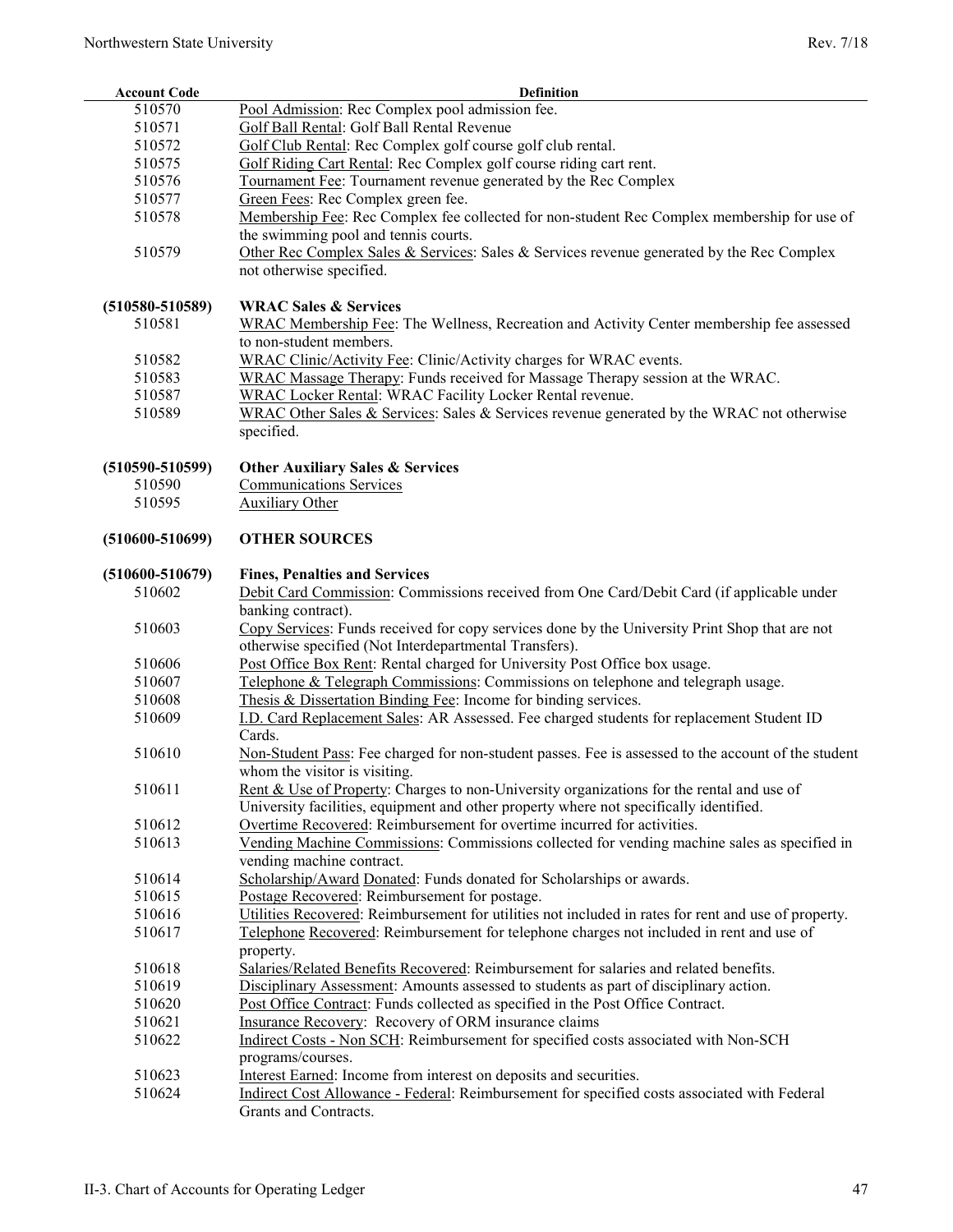| Account Code | Definition |
|---|---|
| 510570 | Pool Admission: Rec Complex pool admission fee. |
| 510571 | Golf Ball Rental: Golf Ball Rental Revenue |
| 510572 | Golf Club Rental: Rec Complex golf course golf club rental. |
| 510575 | Golf Riding Cart Rental: Rec Complex golf course riding cart rent. |
| 510576 | Tournament Fee: Tournament revenue generated by the Rec Complex |
| 510577 | Green Fees: Rec Complex green fee. |
| 510578 | Membership Fee: Rec Complex fee collected for non-student Rec Complex membership for use of the swimming pool and tennis courts. |
| 510579 | Other Rec Complex Sales & Services: Sales & Services revenue generated by the Rec Complex not otherwise specified. |
| **(510580-510589)** | **WRAC Sales & Services** |
| 510581 | WRAC Membership Fee: The Wellness, Recreation and Activity Center membership fee assessed to non-student members. |
| 510582 | WRAC Clinic/Activity Fee: Clinic/Activity charges for WRAC events. |
| 510583 | WRAC Massage Therapy: Funds received for Massage Therapy session at the WRAC. |
| 510587 | WRAC Locker Rental: WRAC Facility Locker Rental revenue. |
| 510589 | WRAC Other Sales & Services: Sales & Services revenue generated by the WRAC not otherwise specified. |
| **(510590-510599)** | **Other Auxiliary Sales & Services** |
| 510590 | Communications Services |
| 510595 | Auxiliary Other |
| **(510600-510699)** | **OTHER SOURCES** |
| **(510600-510679)** | **Fines, Penalties and Services** |
| 510602 | Debit Card Commission: Commissions received from One Card/Debit Card (if applicable under banking contract). |
| 510603 | Copy Services: Funds received for copy services done by the University Print Shop that are not otherwise specified (Not Interdepartmental Transfers). |
| 510606 | Post Office Box Rent: Rental charged for University Post Office box usage. |
| 510607 | Telephone & Telegraph Commissions: Commissions on telephone and telegraph usage. |
| 510608 | Thesis & Dissertation Binding Fee: Income for binding services. |
| 510609 | I.D. Card Replacement Sales: AR Assessed. Fee charged students for replacement Student ID Cards. |
| 510610 | Non-Student Pass: Fee charged for non-student passes. Fee is assessed to the account of the student whom the visitor is visiting. |
| 510611 | Rent & Use of Property: Charges to non-University organizations for the rental and use of University facilities, equipment and other property where not specifically identified. |
| 510612 | Overtime Recovered: Reimbursement for overtime incurred for activities. |
| 510613 | Vending Machine Commissions: Commissions collected for vending machine sales as specified in vending machine contract. |
| 510614 | Scholarship/Award Donated: Funds donated for Scholarships or awards. |
| 510615 | Postage Recovered: Reimbursement for postage. |
| 510616 | Utilities Recovered: Reimbursement for utilities not included in rates for rent and use of property. |
| 510617 | Telephone Recovered: Reimbursement for telephone charges not included in rent and use of property. |
| 510618 | Salaries/Related Benefits Recovered: Reimbursement for salaries and related benefits. |
| 510619 | Disciplinary Assessment: Amounts assessed to students as part of disciplinary action. |
| 510620 | Post Office Contract: Funds collected as specified in the Post Office Contract. |
| 510621 | Insurance Recovery: Recovery of ORM insurance claims |
| 510622 | Indirect Costs - Non SCH: Reimbursement for specified costs associated with Non-SCH programs/courses. |
| 510623 | Interest Earned: Income from interest on deposits and securities. |
| 510624 | Indirect Cost Allowance - Federal: Reimbursement for specified costs associated with Federal Grants and Contracts. |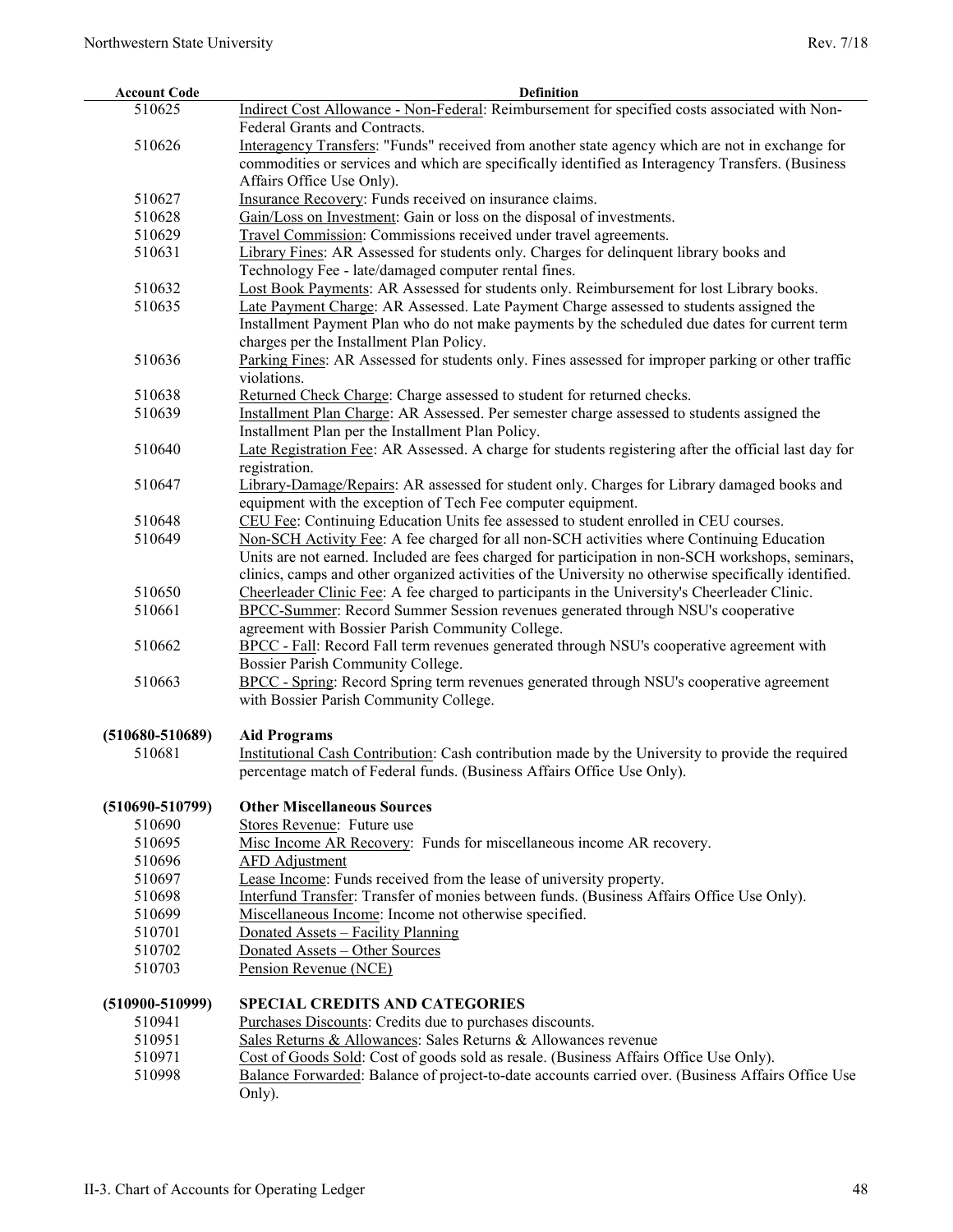| Account Code | Definition |
|---|---|
| 510625 | Indirect Cost Allowance - Non-Federal: Reimbursement for specified costs associated with Non-Federal Grants and Contracts. |
| 510626 | Interagency Transfers: "Funds" received from another state agency which are not in exchange for commodities or services and which are specifically identified as Interagency Transfers. (Business Affairs Office Use Only). |
| 510627 | Insurance Recovery: Funds received on insurance claims. |
| 510628 | Gain/Loss on Investment: Gain or loss on the disposal of investments. |
| 510629 | Travel Commission: Commissions received under travel agreements. |
| 510631 | Library Fines: AR Assessed for students only. Charges for delinquent library books and Technology Fee - late/damaged computer rental fines. |
| 510632 | Lost Book Payments: AR Assessed for students only. Reimbursement for lost Library books. |
| 510635 | Late Payment Charge: AR Assessed. Late Payment Charge assessed to students assigned the Installment Payment Plan who do not make payments by the scheduled due dates for current term charges per the Installment Plan Policy. |
| 510636 | Parking Fines: AR Assessed for students only. Fines assessed for improper parking or other traffic violations. |
| 510638 | Returned Check Charge: Charge assessed to student for returned checks. |
| 510639 | Installment Plan Charge: AR Assessed. Per semester charge assessed to students assigned the Installment Plan per the Installment Plan Policy. |
| 510640 | Late Registration Fee: AR Assessed. A charge for students registering after the official last day for registration. |
| 510647 | Library-Damage/Repairs: AR assessed for student only. Charges for Library damaged books and equipment with the exception of Tech Fee computer equipment. |
| 510648 | CEU Fee: Continuing Education Units fee assessed to student enrolled in CEU courses. |
| 510649 | Non-SCH Activity Fee: A fee charged for all non-SCH activities where Continuing Education Units are not earned. Included are fees charged for participation in non-SCH workshops, seminars, clinics, camps and other organized activities of the University no otherwise specifically identified. |
| 510650 | Cheerleader Clinic Fee: A fee charged to participants in the University's Cheerleader Clinic. |
| 510661 | BPCC-Summer: Record Summer Session revenues generated through NSU's cooperative agreement with Bossier Parish Community College. |
| 510662 | BPCC - Fall: Record Fall term revenues generated through NSU's cooperative agreement with Bossier Parish Community College. |
| 510663 | BPCC - Spring: Record Spring term revenues generated through NSU's cooperative agreement with Bossier Parish Community College. |
| **(510680-510689)** | **Aid Programs** |
| 510681 | Institutional Cash Contribution: Cash contribution made by the University to provide the required percentage match of Federal funds. (Business Affairs Office Use Only). |
| **(510690-510799)** | **Other Miscellaneous Sources** |
| 510690 | Stores Revenue: Future use |
| 510695 | Misc Income AR Recovery: Funds for miscellaneous income AR recovery. |
| 510696 | AFD Adjustment |
| 510697 | Lease Income: Funds received from the lease of university property. |
| 510698 | Interfund Transfer: Transfer of monies between funds. (Business Affairs Office Use Only). |
| 510699 | Miscellaneous Income: Income not otherwise specified. |
| 510701 | Donated Assets – Facility Planning |
| 510702 | Donated Assets – Other Sources |
| 510703 | Pension Revenue (NCE) |
| **(510900-510999)** | **SPECIAL CREDITS AND CATEGORIES** |
| 510941 | Purchases Discounts: Credits due to purchases discounts. |
| 510951 | Sales Returns & Allowances: Sales Returns & Allowances revenue |
| 510971 | Cost of Goods Sold: Cost of goods sold as resale. (Business Affairs Office Use Only). |
| 510998 | Balance Forwarded: Balance of project-to-date accounts carried over. (Business Affairs Office Use Only). |